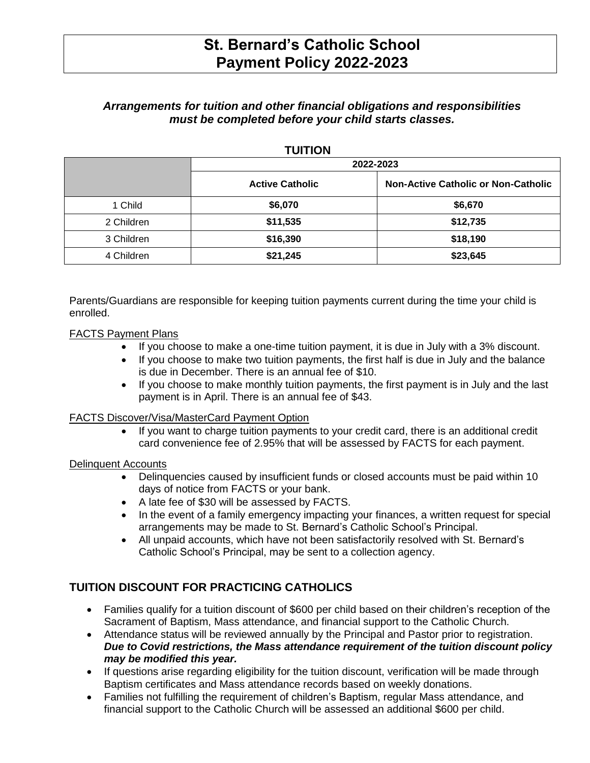# St. Bernard's Catholic School
# Payment Policy 2022-2023

***Arrangements for tuition and other financial obligations and responsibilities must be completed before your child starts classes.***

## TUITION

| | 2022-2023 | |
|---|---|---|
| | **Active Catholic** | **Non-Active Catholic or Non-Catholic** |
| 1 Child | **$6,070** | **$6,670** |
| 2 Children | **$11,535** | **$12,735** |
| 3 Children | **$16,390** | **$18,190** |
| 4 Children | **$21,245** | **$23,645** |

Parents/Guardians are responsible for keeping tuition payments current during the time your child is enrolled.

FACTS Payment Plans

- If you choose to make a one-time tuition payment, it is due in July with a 3% discount.
- If you choose to make two tuition payments, the first half is due in July and the balance is due in December. There is an annual fee of $10.
- If you choose to make monthly tuition payments, the first payment is in July and the last payment is in April. There is an annual fee of $43.

FACTS Discover/Visa/MasterCard Payment Option

- If you want to charge tuition payments to your credit card, there is an additional credit card convenience fee of 2.95% that will be assessed by FACTS for each payment.

Delinquent Accounts

- Delinquencies caused by insufficient funds or closed accounts must be paid within 10 days of notice from FACTS or your bank.
- A late fee of $30 will be assessed by FACTS.
- In the event of a family emergency impacting your finances, a written request for special arrangements may be made to St. Bernard's Catholic School's Principal.
- All unpaid accounts, which have not been satisfactorily resolved with St. Bernard's Catholic School's Principal, may be sent to a collection agency.

## TUITION DISCOUNT FOR PRACTICING CATHOLICS

- Families qualify for a tuition discount of $600 per child based on their children's reception of the Sacrament of Baptism, Mass attendance, and financial support to the Catholic Church.
- Attendance status will be reviewed annually by the Principal and Pastor prior to registration. ***Due to Covid restrictions, the Mass attendance requirement of the tuition discount policy may be modified this year.***
- If questions arise regarding eligibility for the tuition discount, verification will be made through Baptism certificates and Mass attendance records based on weekly donations.
- Families not fulfilling the requirement of children's Baptism, regular Mass attendance, and financial support to the Catholic Church will be assessed an additional $600 per child.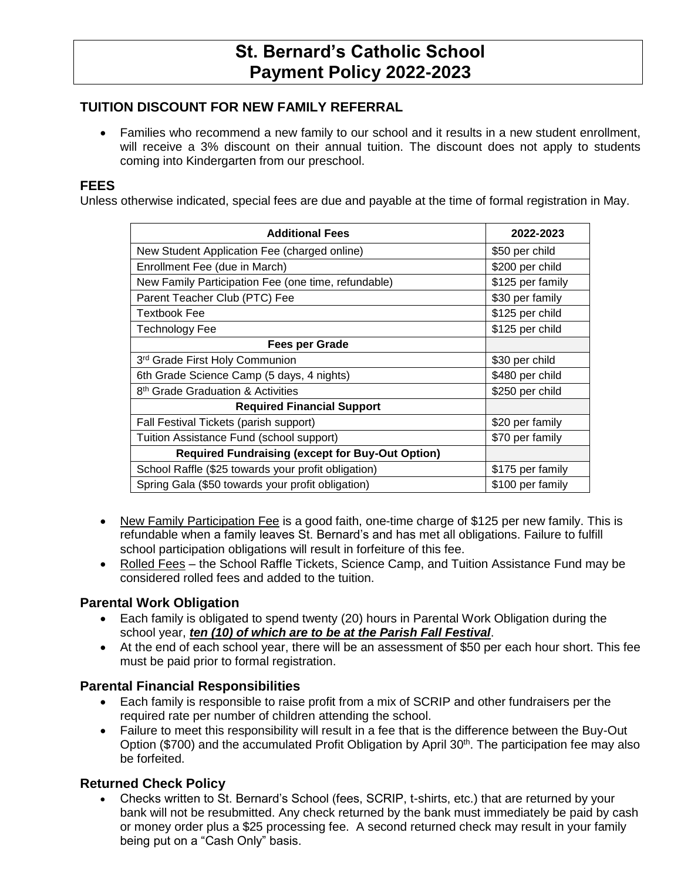# St. Bernard's Catholic School
# Payment Policy 2022-2023

### TUITION DISCOUNT FOR NEW FAMILY REFERRAL

- Families who recommend a new family to our school and it results in a new student enrollment, will receive a 3% discount on their annual tuition. The discount does not apply to students coming into Kindergarten from our preschool.

## FEES

Unless otherwise indicated, special fees are due and payable at the time of formal registration in May.

| **Additional Fees** | **2022-2023** |
|---|---|
| New Student Application Fee (charged online) | \$50 per child |
| Enrollment Fee (due in March) | \$200 per child |
| New Family Participation Fee (one time, refundable) | \$125 per family |
| Parent Teacher Club (PTC) Fee | \$30 per family |
| Textbook Fee | \$125 per child |
| Technology Fee | \$125 per child |
| **Fees per Grade** | |
| 3rd Grade First Holy Communion | \$30 per child |
| 6th Grade Science Camp (5 days, 4 nights) | \$480 per child |
| 8th Grade Graduation & Activities | \$250 per child |
| **Required Financial Support** | |
| Fall Festival Tickets (parish support) | \$20 per family |
| Tuition Assistance Fund (school support) | \$70 per family |
| **Required Fundraising (except for Buy-Out Option)** | |
| School Raffle (\$25 towards your profit obligation) | \$175 per family |
| Spring Gala (\$50 towards your profit obligation) | \$100 per family |

- New Family Participation Fee is a good faith, one-time charge of \$125 per new family. This is refundable when a family leaves St. Bernard's and has met all obligations. Failure to fulfill school participation obligations will result in forfeiture of this fee.
- Rolled Fees – the School Raffle Tickets, Science Camp, and Tuition Assistance Fund may be considered rolled fees and added to the tuition.

### Parental Work Obligation

- Each family is obligated to spend twenty (20) hours in Parental Work Obligation during the school year, ***ten (10) of which are to be at the Parish Fall Festival***.
- At the end of each school year, there will be an assessment of \$50 per each hour short. This fee must be paid prior to formal registration.

### Parental Financial Responsibilities

- Each family is responsible to raise profit from a mix of SCRIP and other fundraisers per the required rate per number of children attending the school.
- Failure to meet this responsibility will result in a fee that is the difference between the Buy-Out Option (\$700) and the accumulated Profit Obligation by April 30th. The participation fee may also be forfeited.

### Returned Check Policy

- Checks written to St. Bernard's School (fees, SCRIP, t-shirts, etc.) that are returned by your bank will not be resubmitted. Any check returned by the bank must immediately be paid by cash or money order plus a \$25 processing fee. A second returned check may result in your family being put on a "Cash Only" basis.